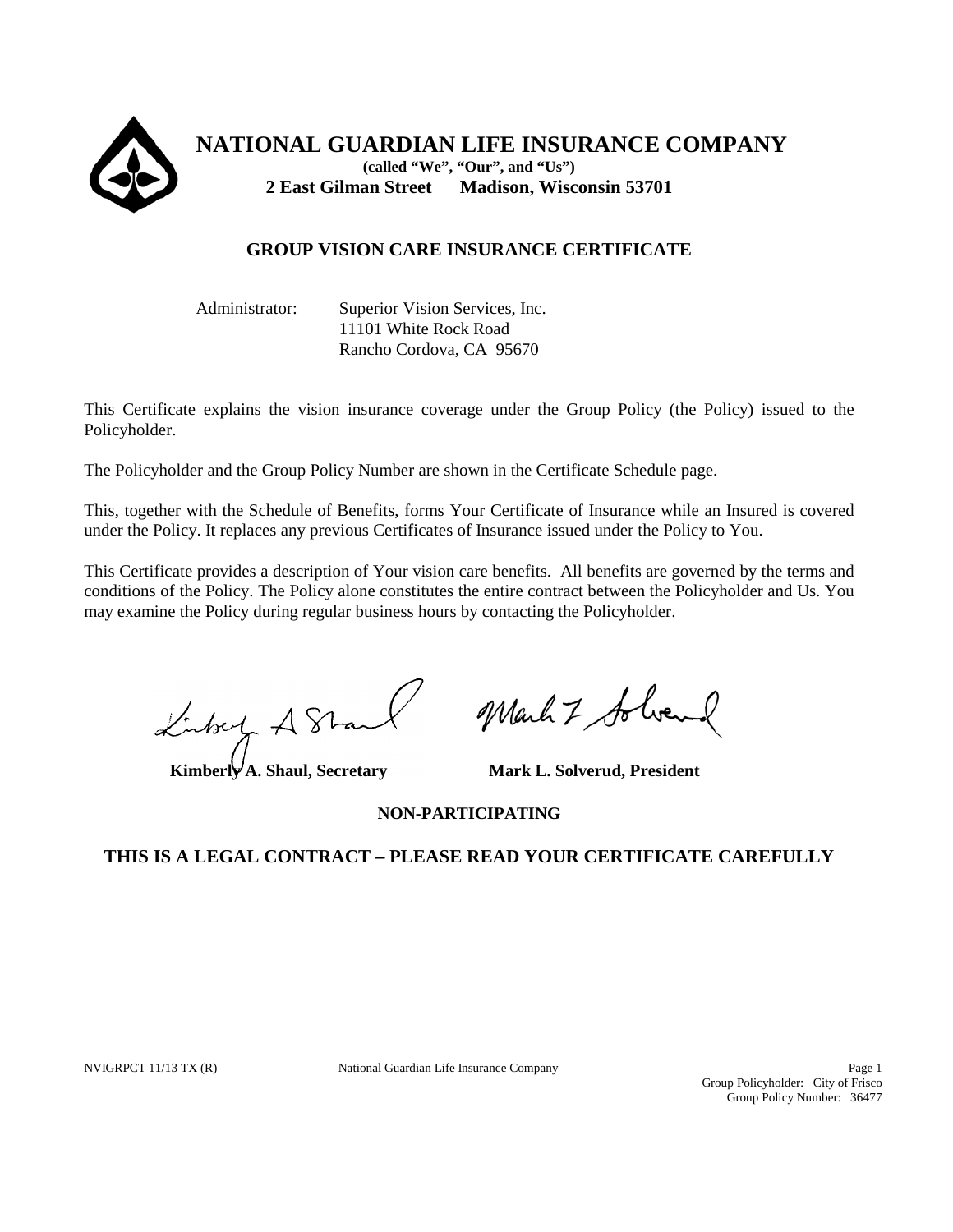# NATIONAL GUARDIAN LIFE INSURANCE COMPANY

**(called "We", "Our", and "Us")**

**2 East Gilman Street Madison, Wisconsin 53701**

## GROUP VISION CARE INSURANCE CERTIFICATE

Administrator: Superior Vision Services, Inc.
11101 White Rock Road
Rancho Cordova, CA 95670

This Certificate explains the vision insurance coverage under the Group Policy (the Policy) issued to the Policyholder.

The Policyholder and the Group Policy Number are shown in the Certificate Schedule page.

This, together with the Schedule of Benefits, forms Your Certificate of Insurance while an Insured is covered under the Policy. It replaces any previous Certificates of Insurance issued under the Policy to You.

This Certificate provides a description of Your vision care benefits. All benefits are governed by the terms and conditions of the Policy. The Policy alone constitutes the entire contract between the Policyholder and Us. You may examine the Policy during regular business hours by contacting the Policyholder.

**Kimberly A. Shaul, Secretary** **Mark L. Solverud, President**

**NON-PARTICIPATING**

**THIS IS A LEGAL CONTRACT – PLEASE READ YOUR CERTIFICATE CAREFULLY**

NVIGRPCT 11/13 TX (R)

Group Policyholder: City of Frisco
Group Policy Number: 36477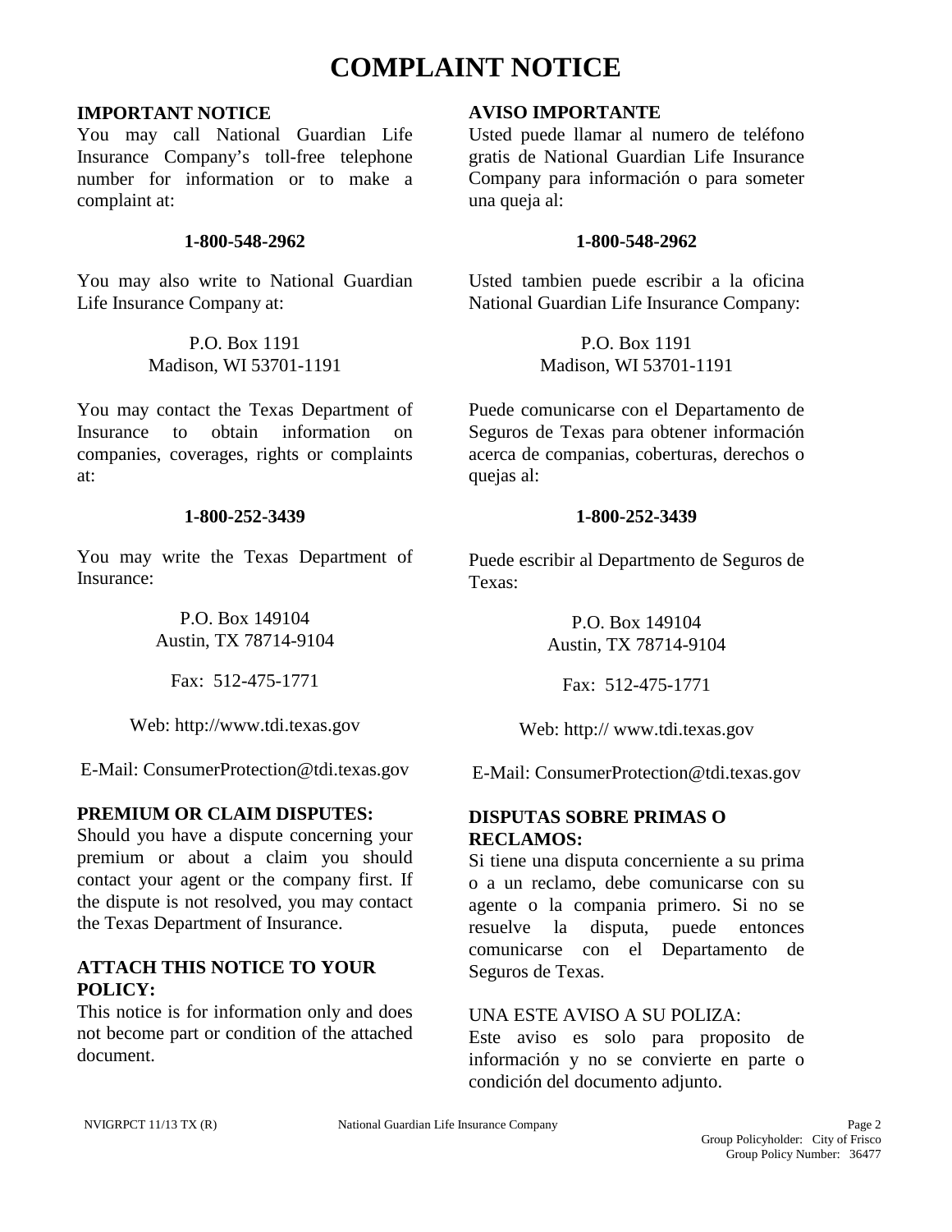# COMPLAINT NOTICE

**IMPORTANT NOTICE**
You may call National Guardian Life Insurance Company's toll-free telephone number for information or to make a complaint at:

**1-800-548-2962**

You may also write to National Guardian Life Insurance Company at:

P.O. Box 1191
Madison, WI 53701-1191

You may contact the Texas Department of Insurance to obtain information on companies, coverages, rights or complaints at:

**1-800-252-3439**

You may write the Texas Department of Insurance:

P.O. Box 149104
Austin, TX 78714-9104

Fax: 512-475-1771

Web: http://www.tdi.texas.gov

E-Mail: ConsumerProtection@tdi.texas.gov

**PREMIUM OR CLAIM DISPUTES:**
Should you have a dispute concerning your premium or about a claim you should contact your agent or the company first. If the dispute is not resolved, you may contact the Texas Department of Insurance.

**ATTACH THIS NOTICE TO YOUR POLICY:**
This notice is for information only and does not become part or condition of the attached document.

**AVISO IMPORTANTE**
Usted puede llamar al numero de teléfono gratis de National Guardian Life Insurance Company para información o para someter una queja al:

**1-800-548-2962**

Usted tambien puede escribir a la oficina National Guardian Life Insurance Company:

P.O. Box 1191
Madison, WI 53701-1191

Puede comunicarse con el Departamento de Seguros de Texas para obtener información acerca de companias, coberturas, derechos o quejas al:

**1-800-252-3439**

Puede escribir al Departmento de Seguros de Texas:

P.O. Box 149104
Austin, TX 78714-9104

Fax: 512-475-1771

Web: http:// www.tdi.texas.gov

E-Mail: ConsumerProtection@tdi.texas.gov

**DISPUTAS SOBRE PRIMAS O RECLAMOS:**
Si tiene una disputa concerniente a su prima o a un reclamo, debe comunicarse con su agente o la compania primero. Si no se resuelve la disputa, puede entonces comunicarse con el Departamento de Seguros de Texas.

UNA ESTE AVISO A SU POLIZA:
Este aviso es solo para proposito de información y no se convierte en parte o condición del documento adjunto.

NVIGRPCT 11/13 TX (R) National Guardian Life Insurance Company

Group Policyholder: City of Frisco
Group Policy Number: 36477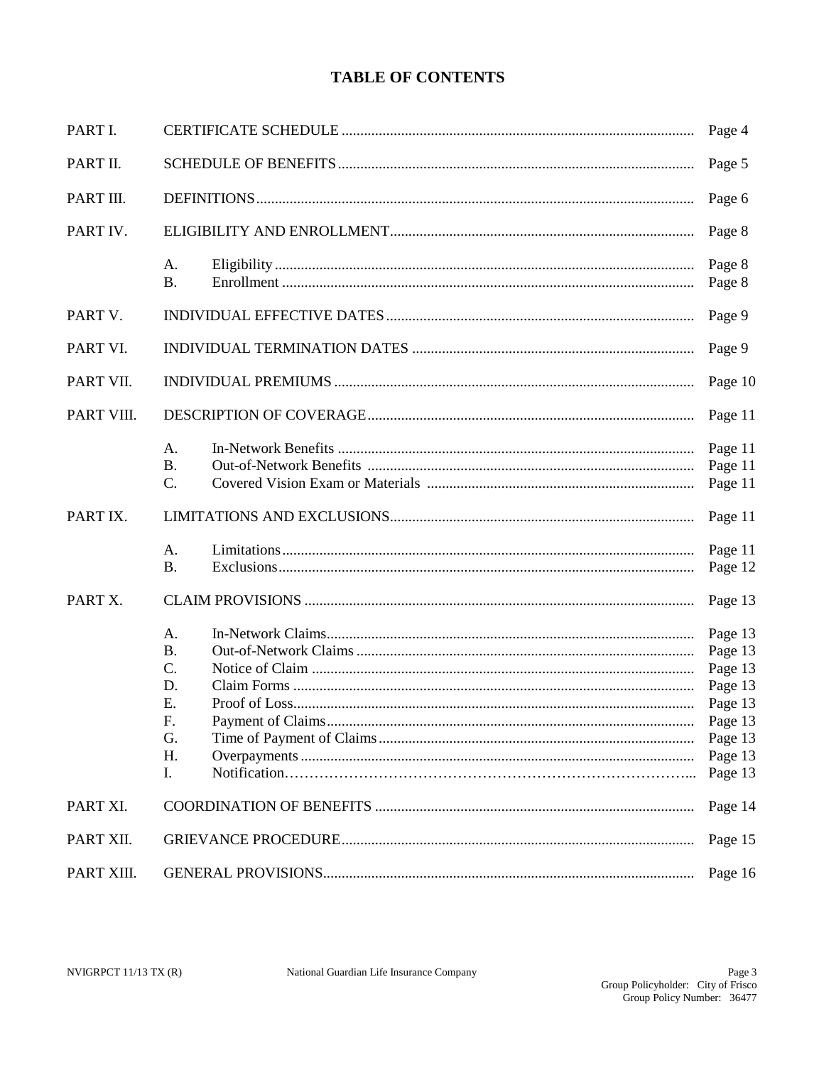# TABLE OF CONTENTS

| | | | |
|---|---|---|---|
| PART I. | CERTIFICATE SCHEDULE | | Page 4 |
| PART II. | SCHEDULE OF BENEFITS | | Page 5 |
| PART III. | DEFINITIONS | | Page 6 |
| PART IV. | ELIGIBILITY AND ENROLLMENT | | Page 8 |
| | A. | Eligibility | Page 8 |
| | B. | Enrollment | Page 8 |
| PART V. | INDIVIDUAL EFFECTIVE DATES | | Page 9 |
| PART VI. | INDIVIDUAL TERMINATION DATES | | Page 9 |
| PART VII. | INDIVIDUAL PREMIUMS | | Page 10 |
| PART VIII. | DESCRIPTION OF COVERAGE | | Page 11 |
| | A. | In-Network Benefits | Page 11 |
| | B. | Out-of-Network Benefits | Page 11 |
| | C. | Covered Vision Exam or Materials | Page 11 |
| PART IX. | LIMITATIONS AND EXCLUSIONS | | Page 11 |
| | A. | Limitations | Page 11 |
| | B. | Exclusions | Page 12 |
| PART X. | CLAIM PROVISIONS | | Page 13 |
| | A. | In-Network Claims | Page 13 |
| | B. | Out-of-Network Claims | Page 13 |
| | C. | Notice of Claim | Page 13 |
| | D. | Claim Forms | Page 13 |
| | E. | Proof of Loss | Page 13 |
| | F. | Payment of Claims | Page 13 |
| | G. | Time of Payment of Claims | Page 13 |
| | H. | Overpayments | Page 13 |
| | I. | Notification | Page 13 |
| PART XI. | COORDINATION OF BENEFITS | | Page 14 |
| PART XII. | GRIEVANCE PROCEDURE | | Page 15 |
| PART XIII. | GENERAL PROVISIONS | | Page 16 |

NVIGRPCT 11/13 TX (R) National Guardian Life Insurance Company

Group Policyholder: City of Frisco
Group Policy Number: 36477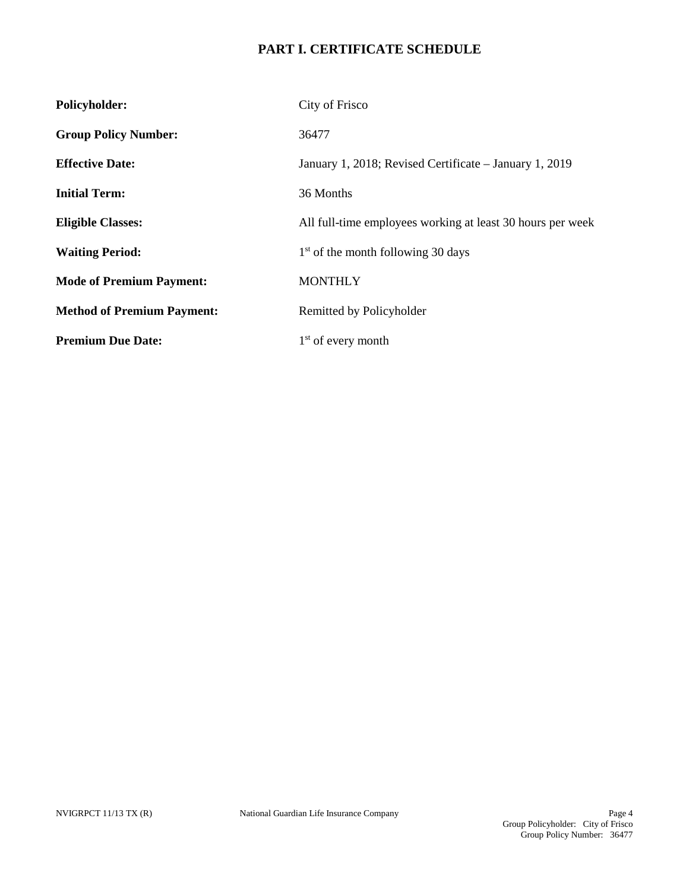# PART I. CERTIFICATE SCHEDULE

| | |
|---|---|
| **Policyholder:** | City of Frisco |
| **Group Policy Number:** | 36477 |
| **Effective Date:** | January 1, 2018; Revised Certificate – January 1, 2019 |
| **Initial Term:** | 36 Months |
| **Eligible Classes:** | All full-time employees working at least 30 hours per week |
| **Waiting Period:** | 1st of the month following 30 days |
| **Mode of Premium Payment:** | MONTHLY |
| **Method of Premium Payment:** | Remitted by Policyholder |
| **Premium Due Date:** | 1st of every month |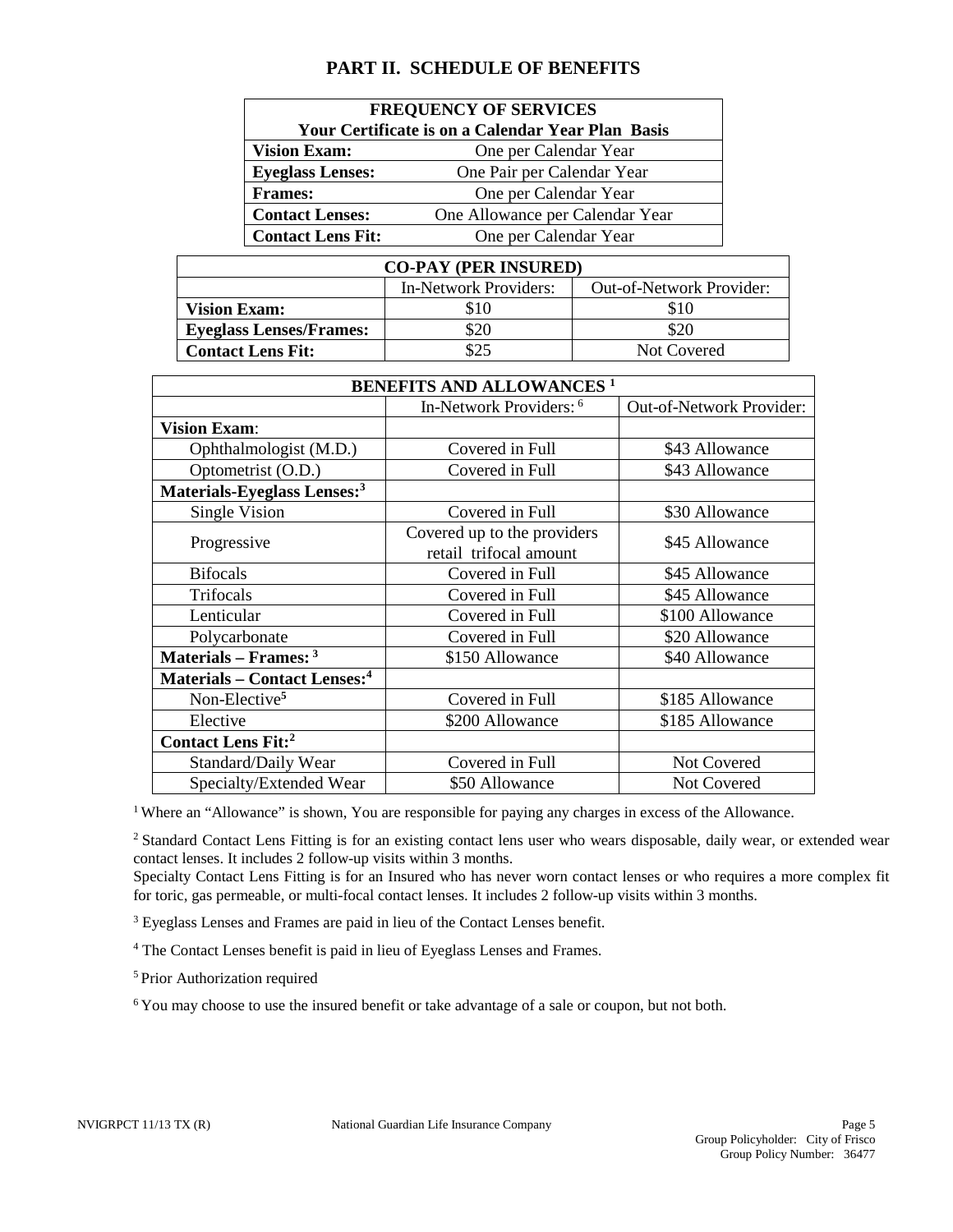# PART II. SCHEDULE OF BENEFITS

| FREQUENCY OF SERVICES<br>Your Certificate is on a Calendar Year Plan Basis | |
|---|---|
| **Vision Exam:** | One per Calendar Year |
| **Eyeglass Lenses:** | One Pair per Calendar Year |
| **Frames:** | One per Calendar Year |
| **Contact Lenses:** | One Allowance per Calendar Year |
| **Contact Lens Fit:** | One per Calendar Year |

| CO-PAY (PER INSURED) | | |
|---|---|---|
| | In-Network Providers: | Out-of-Network Provider: |
| **Vision Exam:** | $10 | $10 |
| **Eyeglass Lenses/Frames:** | $20 | $20 |
| **Contact Lens Fit:** | $25 | Not Covered |

| BENEFITS AND ALLOWANCES [1] | | |
|---|---|---|
| | In-Network Providers: [6] | Out-of-Network Provider: |
| **Vision Exam**: | | |
| Ophthalmologist (M.D.) | Covered in Full | $43 Allowance |
| Optometrist (O.D.) | Covered in Full | $43 Allowance |
| **Materials-Eyeglass Lenses:[3]** | | |
| Single Vision | Covered in Full | $30 Allowance |
| Progressive | Covered up to the providers retail trifocal amount | $45 Allowance |
| Bifocals | Covered in Full | $45 Allowance |
| Trifocals | Covered in Full | $45 Allowance |
| Lenticular | Covered in Full | $100 Allowance |
| Polycarbonate | Covered in Full | $20 Allowance |
| **Materials – Frames: [3]** | $150 Allowance | $40 Allowance |
| **Materials – Contact Lenses:[4]** | | |
| Non-Elective[5] | Covered in Full | $185 Allowance |
| Elective | $200 Allowance | $185 Allowance |
| **Contact Lens Fit:[2]** | | |
| Standard/Daily Wear | Covered in Full | Not Covered |
| Specialty/Extended Wear | $50 Allowance | Not Covered |

[1] Where an "Allowance" is shown, You are responsible for paying any charges in excess of the Allowance.

[2] Standard Contact Lens Fitting is for an existing contact lens user who wears disposable, daily wear, or extended wear contact lenses. It includes 2 follow-up visits within 3 months.
Specialty Contact Lens Fitting is for an Insured who has never worn contact lenses or who requires a more complex fit for toric, gas permeable, or multi-focal contact lenses. It includes 2 follow-up visits within 3 months.

[3] Eyeglass Lenses and Frames are paid in lieu of the Contact Lenses benefit.

[4] The Contact Lenses benefit is paid in lieu of Eyeglass Lenses and Frames.

[5] Prior Authorization required

[6] You may choose to use the insured benefit or take advantage of a sale or coupon, but not both.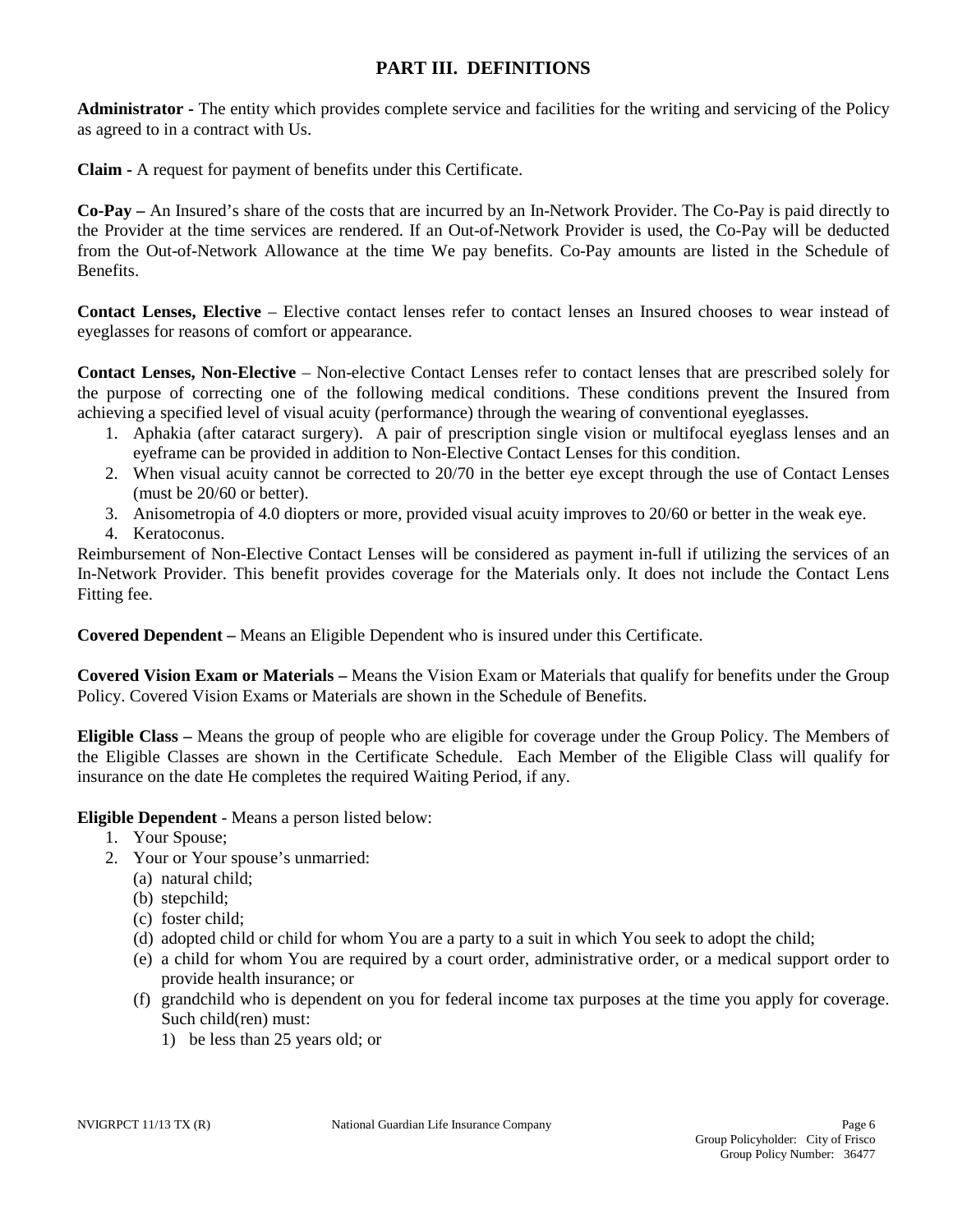## PART III. DEFINITIONS

**Administrator -** The entity which provides complete service and facilities for the writing and servicing of the Policy as agreed to in a contract with Us.

**Claim -** A request for payment of benefits under this Certificate.

**Co-Pay –** An Insured's share of the costs that are incurred by an In-Network Provider. The Co-Pay is paid directly to the Provider at the time services are rendered. If an Out-of-Network Provider is used, the Co-Pay will be deducted from the Out-of-Network Allowance at the time We pay benefits. Co-Pay amounts are listed in the Schedule of Benefits.

**Contact Lenses, Elective** – Elective contact lenses refer to contact lenses an Insured chooses to wear instead of eyeglasses for reasons of comfort or appearance.

**Contact Lenses, Non-Elective** – Non-elective Contact Lenses refer to contact lenses that are prescribed solely for the purpose of correcting one of the following medical conditions. These conditions prevent the Insured from achieving a specified level of visual acuity (performance) through the wearing of conventional eyeglasses.

1. Aphakia (after cataract surgery). A pair of prescription single vision or multifocal eyeglass lenses and an eyeframe can be provided in addition to Non-Elective Contact Lenses for this condition.
2. When visual acuity cannot be corrected to 20/70 in the better eye except through the use of Contact Lenses (must be 20/60 or better).
3. Anisometropia of 4.0 diopters or more, provided visual acuity improves to 20/60 or better in the weak eye.
4. Keratoconus.

Reimbursement of Non-Elective Contact Lenses will be considered as payment in-full if utilizing the services of an In-Network Provider. This benefit provides coverage for the Materials only. It does not include the Contact Lens Fitting fee.

**Covered Dependent –** Means an Eligible Dependent who is insured under this Certificate.

**Covered Vision Exam or Materials –** Means the Vision Exam or Materials that qualify for benefits under the Group Policy. Covered Vision Exams or Materials are shown in the Schedule of Benefits.

**Eligible Class –** Means the group of people who are eligible for coverage under the Group Policy. The Members of the Eligible Classes are shown in the Certificate Schedule. Each Member of the Eligible Class will qualify for insurance on the date He completes the required Waiting Period, if any.

**Eligible Dependent** - Means a person listed below:

1. Your Spouse;
2. Your or Your spouse's unmarried:
   - (a) natural child;
   - (b) stepchild;
   - (c) foster child;
   - (d) adopted child or child for whom You are a party to a suit in which You seek to adopt the child;
   - (e) a child for whom You are required by a court order, administrative order, or a medical support order to provide health insurance; or
   - (f) grandchild who is dependent on you for federal income tax purposes at the time you apply for coverage. Such child(ren) must:
     1) be less than 25 years old; or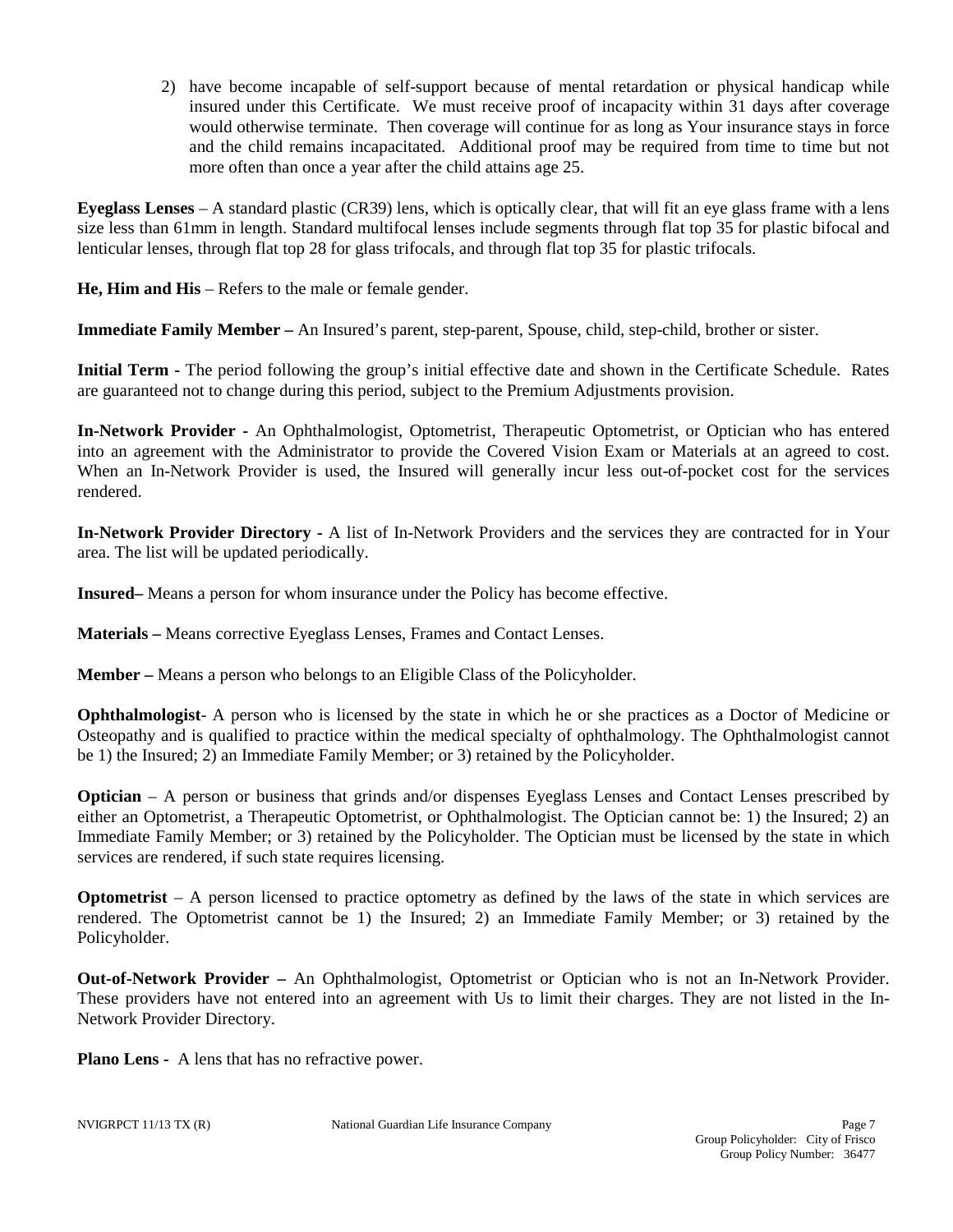2) have become incapable of self-support because of mental retardation or physical handicap while insured under this Certificate. We must receive proof of incapacity within 31 days after coverage would otherwise terminate. Then coverage will continue for as long as Your insurance stays in force and the child remains incapacitated. Additional proof may be required from time to time but not more often than once a year after the child attains age 25.

**Eyeglass Lenses** – A standard plastic (CR39) lens, which is optically clear, that will fit an eye glass frame with a lens size less than 61mm in length. Standard multifocal lenses include segments through flat top 35 for plastic bifocal and lenticular lenses, through flat top 28 for glass trifocals, and through flat top 35 for plastic trifocals.

**He, Him and His** – Refers to the male or female gender.

**Immediate Family Member –** An Insured's parent, step-parent, Spouse, child, step-child, brother or sister.

**Initial Term -** The period following the group's initial effective date and shown in the Certificate Schedule. Rates are guaranteed not to change during this period, subject to the Premium Adjustments provision.

**In-Network Provider -** An Ophthalmologist, Optometrist, Therapeutic Optometrist, or Optician who has entered into an agreement with the Administrator to provide the Covered Vision Exam or Materials at an agreed to cost. When an In-Network Provider is used, the Insured will generally incur less out-of-pocket cost for the services rendered.

**In-Network Provider Directory -** A list of In-Network Providers and the services they are contracted for in Your area. The list will be updated periodically.

**Insured–** Means a person for whom insurance under the Policy has become effective.

**Materials –** Means corrective Eyeglass Lenses, Frames and Contact Lenses.

**Member –** Means a person who belongs to an Eligible Class of the Policyholder.

**Ophthalmologist**- A person who is licensed by the state in which he or she practices as a Doctor of Medicine or Osteopathy and is qualified to practice within the medical specialty of ophthalmology. The Ophthalmologist cannot be 1) the Insured; 2) an Immediate Family Member; or 3) retained by the Policyholder.

**Optician** – A person or business that grinds and/or dispenses Eyeglass Lenses and Contact Lenses prescribed by either an Optometrist, a Therapeutic Optometrist, or Ophthalmologist. The Optician cannot be: 1) the Insured; 2) an Immediate Family Member; or 3) retained by the Policyholder. The Optician must be licensed by the state in which services are rendered, if such state requires licensing.

**Optometrist** – A person licensed to practice optometry as defined by the laws of the state in which services are rendered. The Optometrist cannot be 1) the Insured; 2) an Immediate Family Member; or 3) retained by the Policyholder.

**Out-of-Network Provider –** An Ophthalmologist, Optometrist or Optician who is not an In-Network Provider. These providers have not entered into an agreement with Us to limit their charges. They are not listed in the In-Network Provider Directory.

**Plano Lens -** A lens that has no refractive power.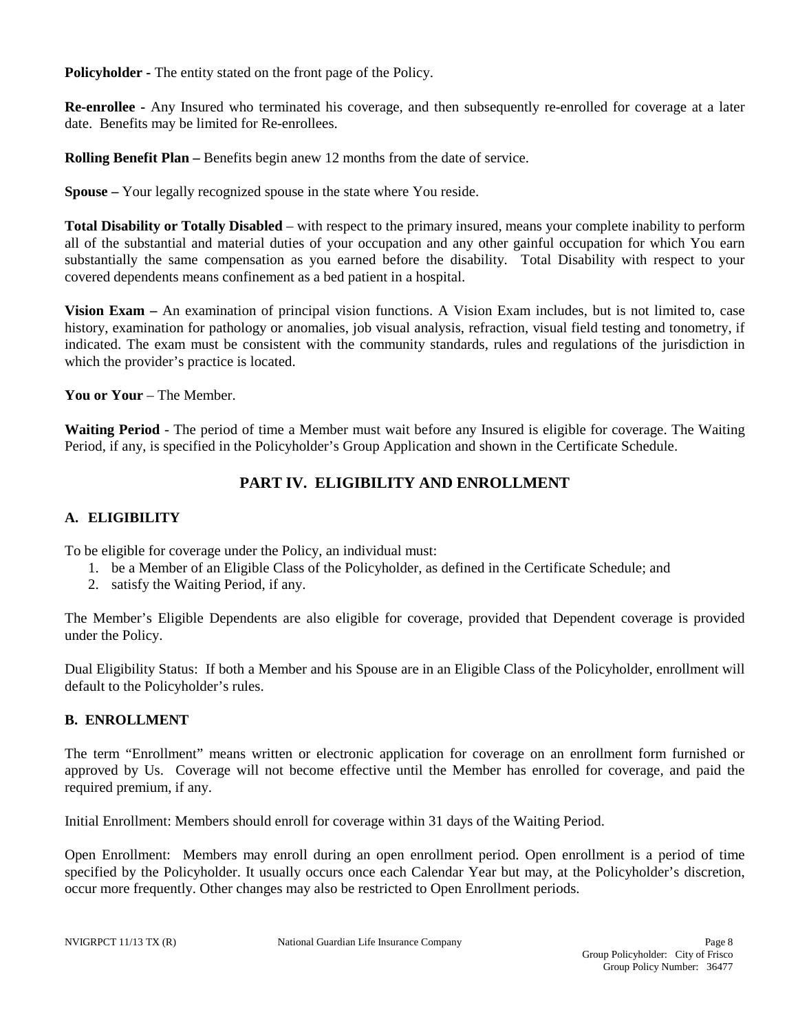**Policyholder -** The entity stated on the front page of the Policy.

**Re-enrollee -** Any Insured who terminated his coverage, and then subsequently re-enrolled for coverage at a later date. Benefits may be limited for Re-enrollees.

**Rolling Benefit Plan –** Benefits begin anew 12 months from the date of service.

**Spouse –** Your legally recognized spouse in the state where You reside.

**Total Disability or Totally Disabled** – with respect to the primary insured, means your complete inability to perform all of the substantial and material duties of your occupation and any other gainful occupation for which You earn substantially the same compensation as you earned before the disability. Total Disability with respect to your covered dependents means confinement as a bed patient in a hospital.

**Vision Exam –** An examination of principal vision functions. A Vision Exam includes, but is not limited to, case history, examination for pathology or anomalies, job visual analysis, refraction, visual field testing and tonometry, if indicated. The exam must be consistent with the community standards, rules and regulations of the jurisdiction in which the provider's practice is located.

**You or Your** – The Member.

**Waiting Period** - The period of time a Member must wait before any Insured is eligible for coverage. The Waiting Period, if any, is specified in the Policyholder's Group Application and shown in the Certificate Schedule.

## PART IV. ELIGIBILITY AND ENROLLMENT

### A. ELIGIBILITY

To be eligible for coverage under the Policy, an individual must:

1. be a Member of an Eligible Class of the Policyholder, as defined in the Certificate Schedule; and
2. satisfy the Waiting Period, if any.

The Member's Eligible Dependents are also eligible for coverage, provided that Dependent coverage is provided under the Policy.

Dual Eligibility Status: If both a Member and his Spouse are in an Eligible Class of the Policyholder, enrollment will default to the Policyholder's rules.

### B. ENROLLMENT

The term "Enrollment" means written or electronic application for coverage on an enrollment form furnished or approved by Us. Coverage will not become effective until the Member has enrolled for coverage, and paid the required premium, if any.

Initial Enrollment: Members should enroll for coverage within 31 days of the Waiting Period.

Open Enrollment: Members may enroll during an open enrollment period. Open enrollment is a period of time specified by the Policyholder. It usually occurs once each Calendar Year but may, at the Policyholder's discretion, occur more frequently. Other changes may also be restricted to Open Enrollment periods.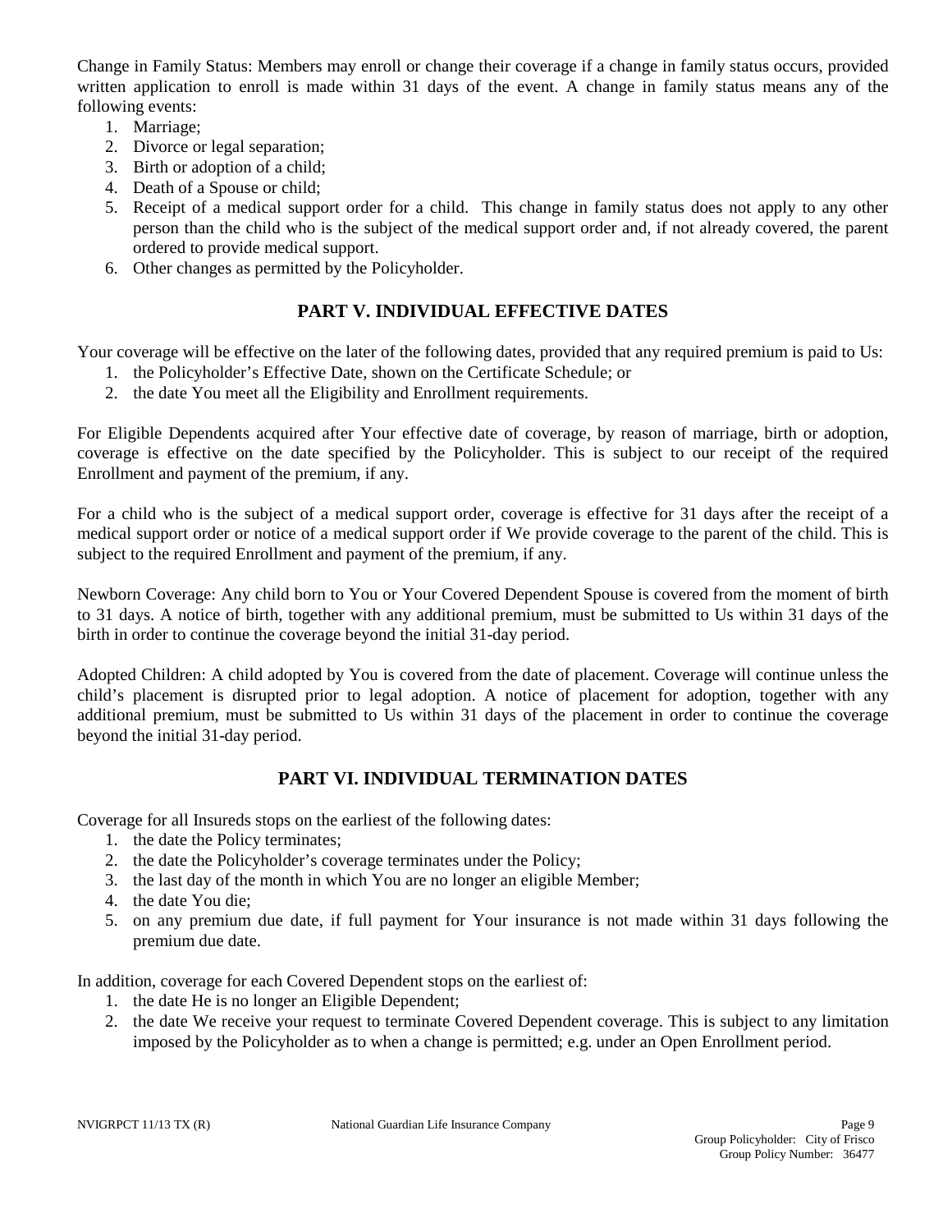Change in Family Status: Members may enroll or change their coverage if a change in family status occurs, provided written application to enroll is made within 31 days of the event. A change in family status means any of the following events:

1. Marriage;
2. Divorce or legal separation;
3. Birth or adoption of a child;
4. Death of a Spouse or child;
5. Receipt of a medical support order for a child. This change in family status does not apply to any other person than the child who is the subject of the medical support order and, if not already covered, the parent ordered to provide medical support.
6. Other changes as permitted by the Policyholder.

## PART V. INDIVIDUAL EFFECTIVE DATES

Your coverage will be effective on the later of the following dates, provided that any required premium is paid to Us:

1. the Policyholder's Effective Date, shown on the Certificate Schedule; or
2. the date You meet all the Eligibility and Enrollment requirements.

For Eligible Dependents acquired after Your effective date of coverage, by reason of marriage, birth or adoption, coverage is effective on the date specified by the Policyholder. This is subject to our receipt of the required Enrollment and payment of the premium, if any.

For a child who is the subject of a medical support order, coverage is effective for 31 days after the receipt of a medical support order or notice of a medical support order if We provide coverage to the parent of the child. This is subject to the required Enrollment and payment of the premium, if any.

Newborn Coverage: Any child born to You or Your Covered Dependent Spouse is covered from the moment of birth to 31 days. A notice of birth, together with any additional premium, must be submitted to Us within 31 days of the birth in order to continue the coverage beyond the initial 31-day period.

Adopted Children: A child adopted by You is covered from the date of placement. Coverage will continue unless the child's placement is disrupted prior to legal adoption. A notice of placement for adoption, together with any additional premium, must be submitted to Us within 31 days of the placement in order to continue the coverage beyond the initial 31-day period.

## PART VI. INDIVIDUAL TERMINATION DATES

Coverage for all Insureds stops on the earliest of the following dates:

1. the date the Policy terminates;
2. the date the Policyholder's coverage terminates under the Policy;
3. the last day of the month in which You are no longer an eligible Member;
4. the date You die;
5. on any premium due date, if full payment for Your insurance is not made within 31 days following the premium due date.

In addition, coverage for each Covered Dependent stops on the earliest of:

1. the date He is no longer an Eligible Dependent;
2. the date We receive your request to terminate Covered Dependent coverage. This is subject to any limitation imposed by the Policyholder as to when a change is permitted; e.g. under an Open Enrollment period.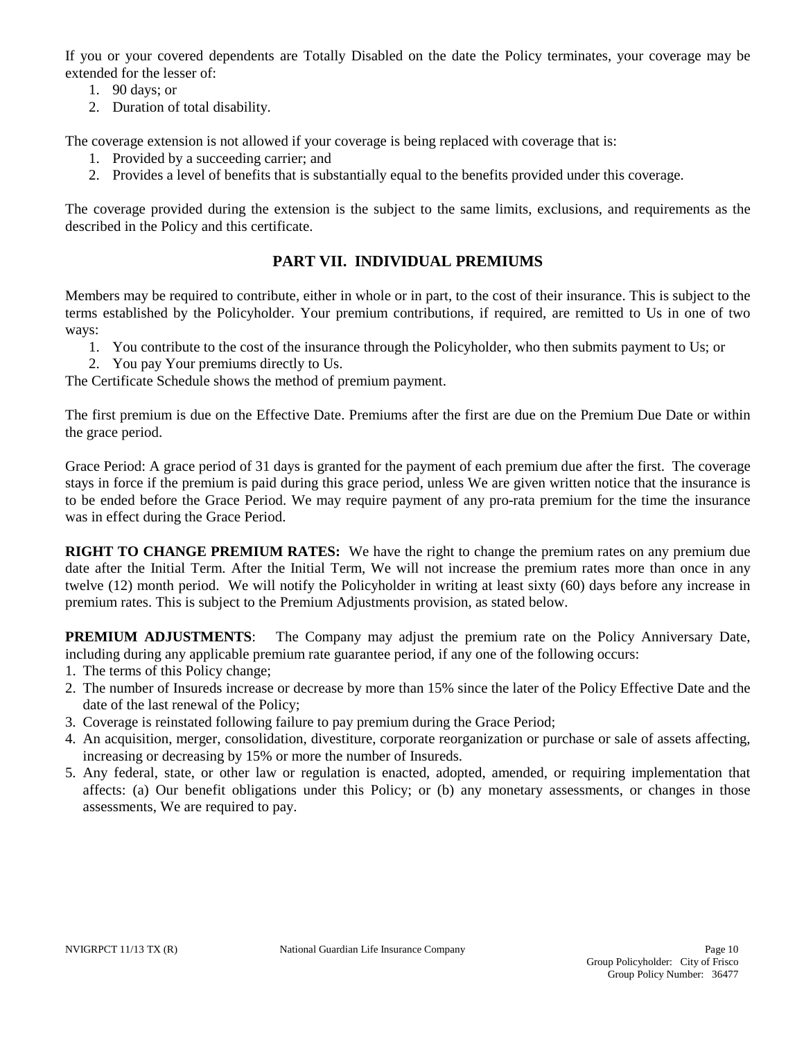If you or your covered dependents are Totally Disabled on the date the Policy terminates, your coverage may be extended for the lesser of:

1. 90 days; or
2. Duration of total disability.

The coverage extension is not allowed if your coverage is being replaced with coverage that is:

1. Provided by a succeeding carrier; and
2. Provides a level of benefits that is substantially equal to the benefits provided under this coverage.

The coverage provided during the extension is the subject to the same limits, exclusions, and requirements as the described in the Policy and this certificate.

## PART VII. INDIVIDUAL PREMIUMS

Members may be required to contribute, either in whole or in part, to the cost of their insurance. This is subject to the terms established by the Policyholder. Your premium contributions, if required, are remitted to Us in one of two ways:

1. You contribute to the cost of the insurance through the Policyholder, who then submits payment to Us; or
2. You pay Your premiums directly to Us.

The Certificate Schedule shows the method of premium payment.

The first premium is due on the Effective Date. Premiums after the first are due on the Premium Due Date or within the grace period.

Grace Period: A grace period of 31 days is granted for the payment of each premium due after the first. The coverage stays in force if the premium is paid during this grace period, unless We are given written notice that the insurance is to be ended before the Grace Period. We may require payment of any pro-rata premium for the time the insurance was in effect during the Grace Period.

**RIGHT TO CHANGE PREMIUM RATES:** We have the right to change the premium rates on any premium due date after the Initial Term. After the Initial Term, We will not increase the premium rates more than once in any twelve (12) month period. We will notify the Policyholder in writing at least sixty (60) days before any increase in premium rates. This is subject to the Premium Adjustments provision, as stated below.

**PREMIUM ADJUSTMENTS**: The Company may adjust the premium rate on the Policy Anniversary Date, including during any applicable premium rate guarantee period, if any one of the following occurs:

1. The terms of this Policy change;
2. The number of Insureds increase or decrease by more than 15% since the later of the Policy Effective Date and the date of the last renewal of the Policy;
3. Coverage is reinstated following failure to pay premium during the Grace Period;
4. An acquisition, merger, consolidation, divestiture, corporate reorganization or purchase or sale of assets affecting, increasing or decreasing by 15% or more the number of Insureds.
5. Any federal, state, or other law or regulation is enacted, adopted, amended, or requiring implementation that affects: (a) Our benefit obligations under this Policy; or (b) any monetary assessments, or changes in those assessments, We are required to pay.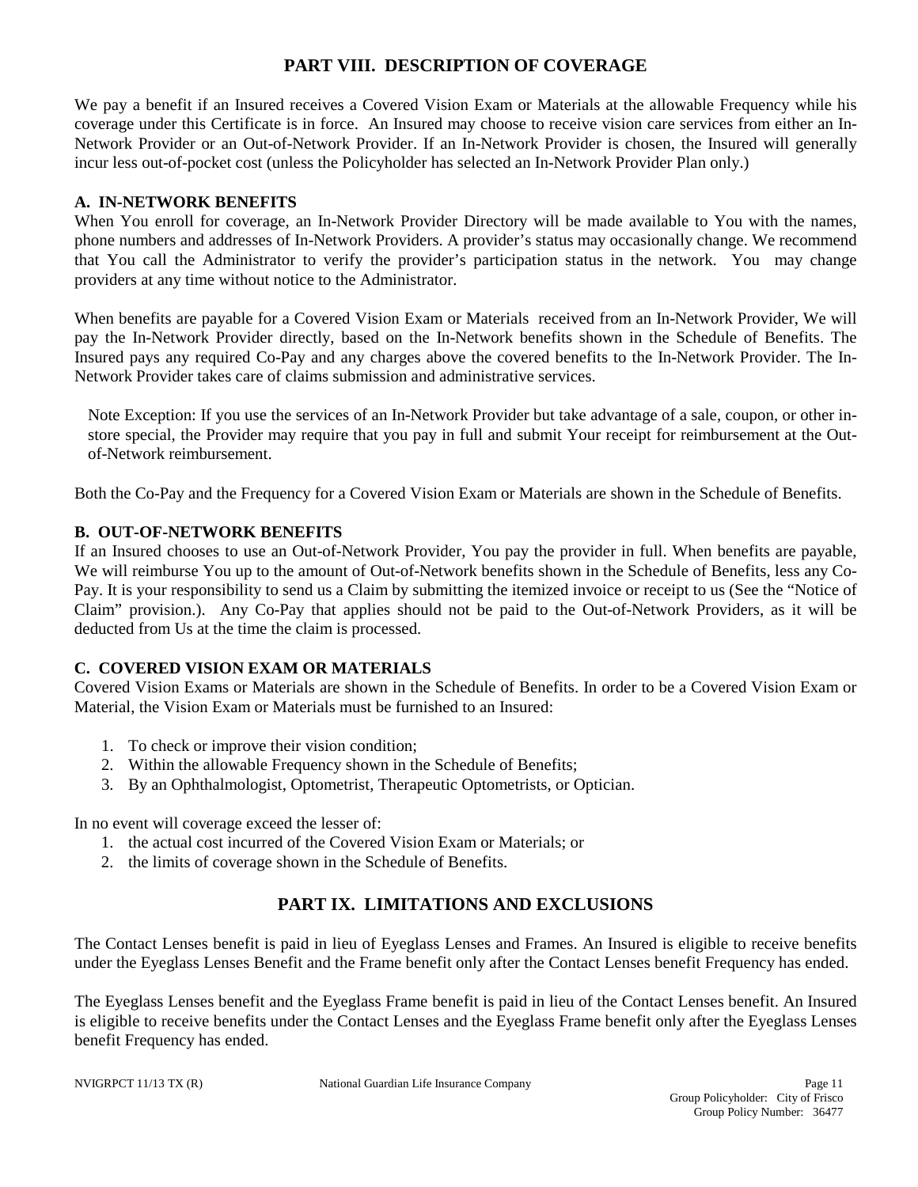## PART VIII. DESCRIPTION OF COVERAGE

We pay a benefit if an Insured receives a Covered Vision Exam or Materials at the allowable Frequency while his coverage under this Certificate is in force. An Insured may choose to receive vision care services from either an In-Network Provider or an Out-of-Network Provider. If an In-Network Provider is chosen, the Insured will generally incur less out-of-pocket cost (unless the Policyholder has selected an In-Network Provider Plan only.)

### A. IN-NETWORK BENEFITS

When You enroll for coverage, an In-Network Provider Directory will be made available to You with the names, phone numbers and addresses of In-Network Providers. A provider's status may occasionally change. We recommend that You call the Administrator to verify the provider's participation status in the network. You may change providers at any time without notice to the Administrator.

When benefits are payable for a Covered Vision Exam or Materials received from an In-Network Provider, We will pay the In-Network Provider directly, based on the In-Network benefits shown in the Schedule of Benefits. The Insured pays any required Co-Pay and any charges above the covered benefits to the In-Network Provider. The In-Network Provider takes care of claims submission and administrative services.

Note Exception: If you use the services of an In-Network Provider but take advantage of a sale, coupon, or other in-store special, the Provider may require that you pay in full and submit Your receipt for reimbursement at the Out-of-Network reimbursement.

Both the Co-Pay and the Frequency for a Covered Vision Exam or Materials are shown in the Schedule of Benefits.

### B. OUT-OF-NETWORK BENEFITS

If an Insured chooses to use an Out-of-Network Provider, You pay the provider in full. When benefits are payable, We will reimburse You up to the amount of Out-of-Network benefits shown in the Schedule of Benefits, less any Co-Pay. It is your responsibility to send us a Claim by submitting the itemized invoice or receipt to us (See the "Notice of Claim" provision.). Any Co-Pay that applies should not be paid to the Out-of-Network Providers, as it will be deducted from Us at the time the claim is processed.

### C. COVERED VISION EXAM OR MATERIALS

Covered Vision Exams or Materials are shown in the Schedule of Benefits. In order to be a Covered Vision Exam or Material, the Vision Exam or Materials must be furnished to an Insured:

1. To check or improve their vision condition;
2. Within the allowable Frequency shown in the Schedule of Benefits;
3. By an Ophthalmologist, Optometrist, Therapeutic Optometrists, or Optician.

In no event will coverage exceed the lesser of:
1. the actual cost incurred of the Covered Vision Exam or Materials; or
2. the limits of coverage shown in the Schedule of Benefits.

## PART IX. LIMITATIONS AND EXCLUSIONS

The Contact Lenses benefit is paid in lieu of Eyeglass Lenses and Frames. An Insured is eligible to receive benefits under the Eyeglass Lenses Benefit and the Frame benefit only after the Contact Lenses benefit Frequency has ended.

The Eyeglass Lenses benefit and the Eyeglass Frame benefit is paid in lieu of the Contact Lenses benefit. An Insured is eligible to receive benefits under the Contact Lenses and the Eyeglass Frame benefit only after the Eyeglass Lenses benefit Frequency has ended.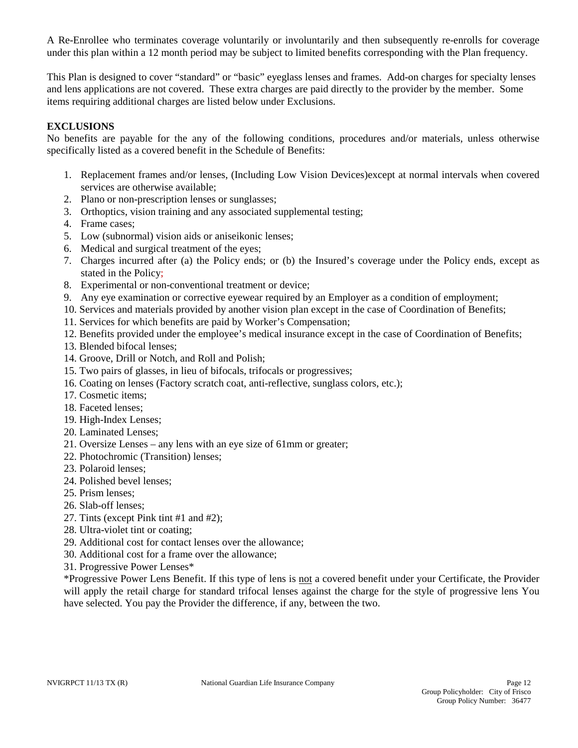A Re-Enrollee who terminates coverage voluntarily or involuntarily and then subsequently re-enrolls for coverage under this plan within a 12 month period may be subject to limited benefits corresponding with the Plan frequency.

This Plan is designed to cover "standard" or "basic" eyeglass lenses and frames. Add-on charges for specialty lenses and lens applications are not covered. These extra charges are paid directly to the provider by the member. Some items requiring additional charges are listed below under Exclusions.

**EXCLUSIONS**

No benefits are payable for the any of the following conditions, procedures and/or materials, unless otherwise specifically listed as a covered benefit in the Schedule of Benefits:

1. Replacement frames and/or lenses, (Including Low Vision Devices)except at normal intervals when covered services are otherwise available;
2. Plano or non-prescription lenses or sunglasses;
3. Orthoptics, vision training and any associated supplemental testing;
4. Frame cases;
5. Low (subnormal) vision aids or aniseikonic lenses;
6. Medical and surgical treatment of the eyes;
7. Charges incurred after (a) the Policy ends; or (b) the Insured's coverage under the Policy ends, except as stated in the Policy;
8. Experimental or non-conventional treatment or device;
9. Any eye examination or corrective eyewear required by an Employer as a condition of employment;
10. Services and materials provided by another vision plan except in the case of Coordination of Benefits;
11. Services for which benefits are paid by Worker's Compensation;
12. Benefits provided under the employee's medical insurance except in the case of Coordination of Benefits;
13. Blended bifocal lenses;
14. Groove, Drill or Notch, and Roll and Polish;
15. Two pairs of glasses, in lieu of bifocals, trifocals or progressives;
16. Coating on lenses (Factory scratch coat, anti-reflective, sunglass colors, etc.);
17. Cosmetic items;
18. Faceted lenses;
19. High-Index Lenses;
20. Laminated Lenses;
21. Oversize Lenses – any lens with an eye size of 61mm or greater;
22. Photochromic (Transition) lenses;
23. Polaroid lenses;
24. Polished bevel lenses;
25. Prism lenses;
26. Slab-off lenses;
27. Tints (except Pink tint #1 and #2);
28. Ultra-violet tint or coating;
29. Additional cost for contact lenses over the allowance;
30. Additional cost for a frame over the allowance;
31. Progressive Power Lenses*

*Progressive Power Lens Benefit. If this type of lens is <u>not</u> a covered benefit under your Certificate, the Provider will apply the retail charge for standard trifocal lenses against the charge for the style of progressive lens You have selected. You pay the Provider the difference, if any, between the two.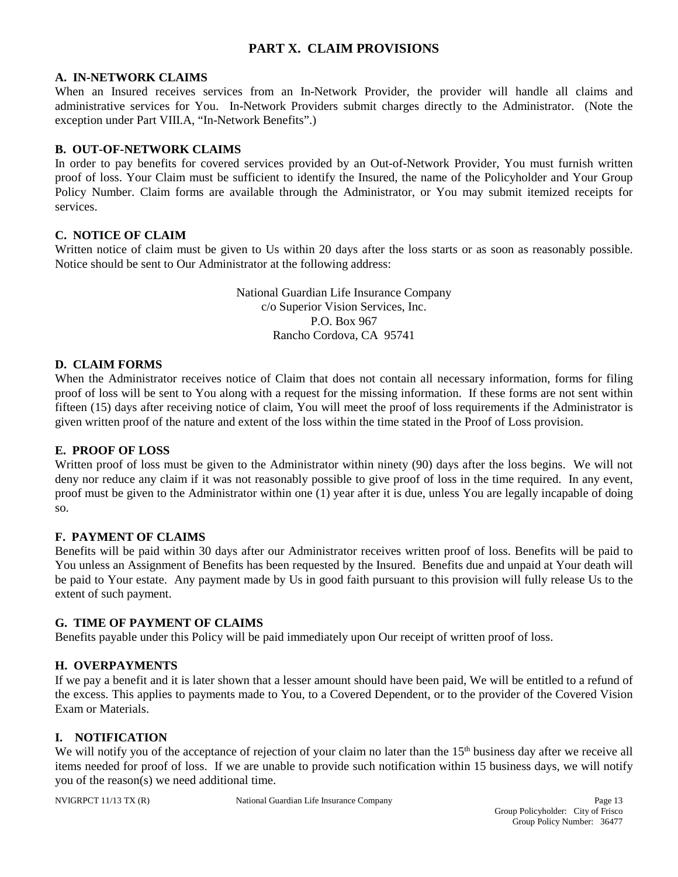# PART X. CLAIM PROVISIONS

## A. IN-NETWORK CLAIMS

When an Insured receives services from an In-Network Provider, the provider will handle all claims and administrative services for You. In-Network Providers submit charges directly to the Administrator. (Note the exception under Part VIII.A, "In-Network Benefits".)

## B. OUT-OF-NETWORK CLAIMS

In order to pay benefits for covered services provided by an Out-of-Network Provider, You must furnish written proof of loss. Your Claim must be sufficient to identify the Insured, the name of the Policyholder and Your Group Policy Number. Claim forms are available through the Administrator, or You may submit itemized receipts for services.

## C. NOTICE OF CLAIM

Written notice of claim must be given to Us within 20 days after the loss starts or as soon as reasonably possible. Notice should be sent to Our Administrator at the following address:

National Guardian Life Insurance Company
c/o Superior Vision Services, Inc.
P.O. Box 967
Rancho Cordova, CA 95741

## D. CLAIM FORMS

When the Administrator receives notice of Claim that does not contain all necessary information, forms for filing proof of loss will be sent to You along with a request for the missing information. If these forms are not sent within fifteen (15) days after receiving notice of claim, You will meet the proof of loss requirements if the Administrator is given written proof of the nature and extent of the loss within the time stated in the Proof of Loss provision.

## E. PROOF OF LOSS

Written proof of loss must be given to the Administrator within ninety (90) days after the loss begins. We will not deny nor reduce any claim if it was not reasonably possible to give proof of loss in the time required. In any event, proof must be given to the Administrator within one (1) year after it is due, unless You are legally incapable of doing so.

## F. PAYMENT OF CLAIMS

Benefits will be paid within 30 days after our Administrator receives written proof of loss. Benefits will be paid to You unless an Assignment of Benefits has been requested by the Insured. Benefits due and unpaid at Your death will be paid to Your estate. Any payment made by Us in good faith pursuant to this provision will fully release Us to the extent of such payment.

## G. TIME OF PAYMENT OF CLAIMS

Benefits payable under this Policy will be paid immediately upon Our receipt of written proof of loss.

## H. OVERPAYMENTS

If we pay a benefit and it is later shown that a lesser amount should have been paid, We will be entitled to a refund of the excess. This applies to payments made to You, to a Covered Dependent, or to the provider of the Covered Vision Exam or Materials.

## I. NOTIFICATION

We will notify you of the acceptance of rejection of your claim no later than the 15th business day after we receive all items needed for proof of loss. If we are unable to provide such notification within 15 business days, we will notify you of the reason(s) we need additional time.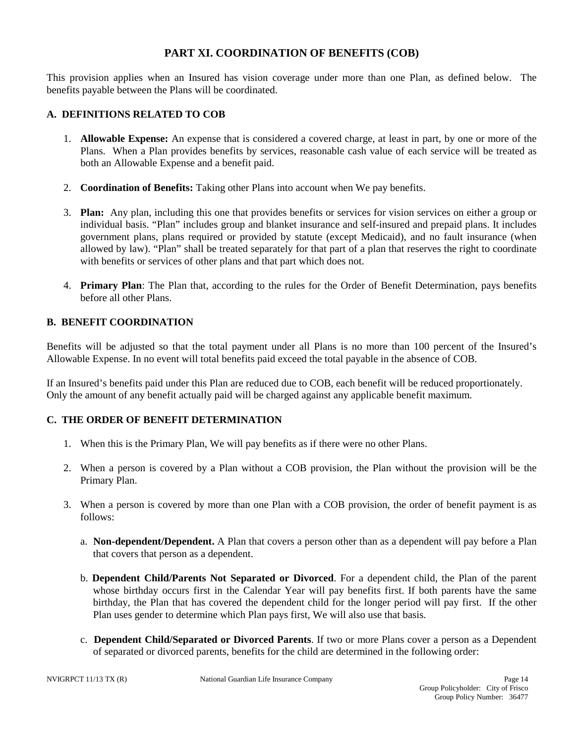# PART XI. COORDINATION OF BENEFITS (COB)

This provision applies when an Insured has vision coverage under more than one Plan, as defined below. The benefits payable between the Plans will be coordinated.

## A. DEFINITIONS RELATED TO COB

1. **Allowable Expense:** An expense that is considered a covered charge, at least in part, by one or more of the Plans. When a Plan provides benefits by services, reasonable cash value of each service will be treated as both an Allowable Expense and a benefit paid.

2. **Coordination of Benefits:** Taking other Plans into account when We pay benefits.

3. **Plan:** Any plan, including this one that provides benefits or services for vision services on either a group or individual basis. "Plan" includes group and blanket insurance and self-insured and prepaid plans. It includes government plans, plans required or provided by statute (except Medicaid), and no fault insurance (when allowed by law). "Plan" shall be treated separately for that part of a plan that reserves the right to coordinate with benefits or services of other plans and that part which does not.

4. **Primary Plan**: The Plan that, according to the rules for the Order of Benefit Determination, pays benefits before all other Plans.

## B. BENEFIT COORDINATION

Benefits will be adjusted so that the total payment under all Plans is no more than 100 percent of the Insured's Allowable Expense. In no event will total benefits paid exceed the total payable in the absence of COB.

If an Insured's benefits paid under this Plan are reduced due to COB, each benefit will be reduced proportionately. Only the amount of any benefit actually paid will be charged against any applicable benefit maximum.

## C. THE ORDER OF BENEFIT DETERMINATION

1. When this is the Primary Plan, We will pay benefits as if there were no other Plans.

2. When a person is covered by a Plan without a COB provision, the Plan without the provision will be the Primary Plan.

3. When a person is covered by more than one Plan with a COB provision, the order of benefit payment is as follows:

   a. **Non-dependent/Dependent.** A Plan that covers a person other than as a dependent will pay before a Plan that covers that person as a dependent.

   b. **Dependent Child/Parents Not Separated or Divorced**. For a dependent child, the Plan of the parent whose birthday occurs first in the Calendar Year will pay benefits first. If both parents have the same birthday, the Plan that has covered the dependent child for the longer period will pay first. If the other Plan uses gender to determine which Plan pays first, We will also use that basis.

   c. **Dependent Child/Separated or Divorced Parents**. If two or more Plans cover a person as a Dependent of separated or divorced parents, benefits for the child are determined in the following order: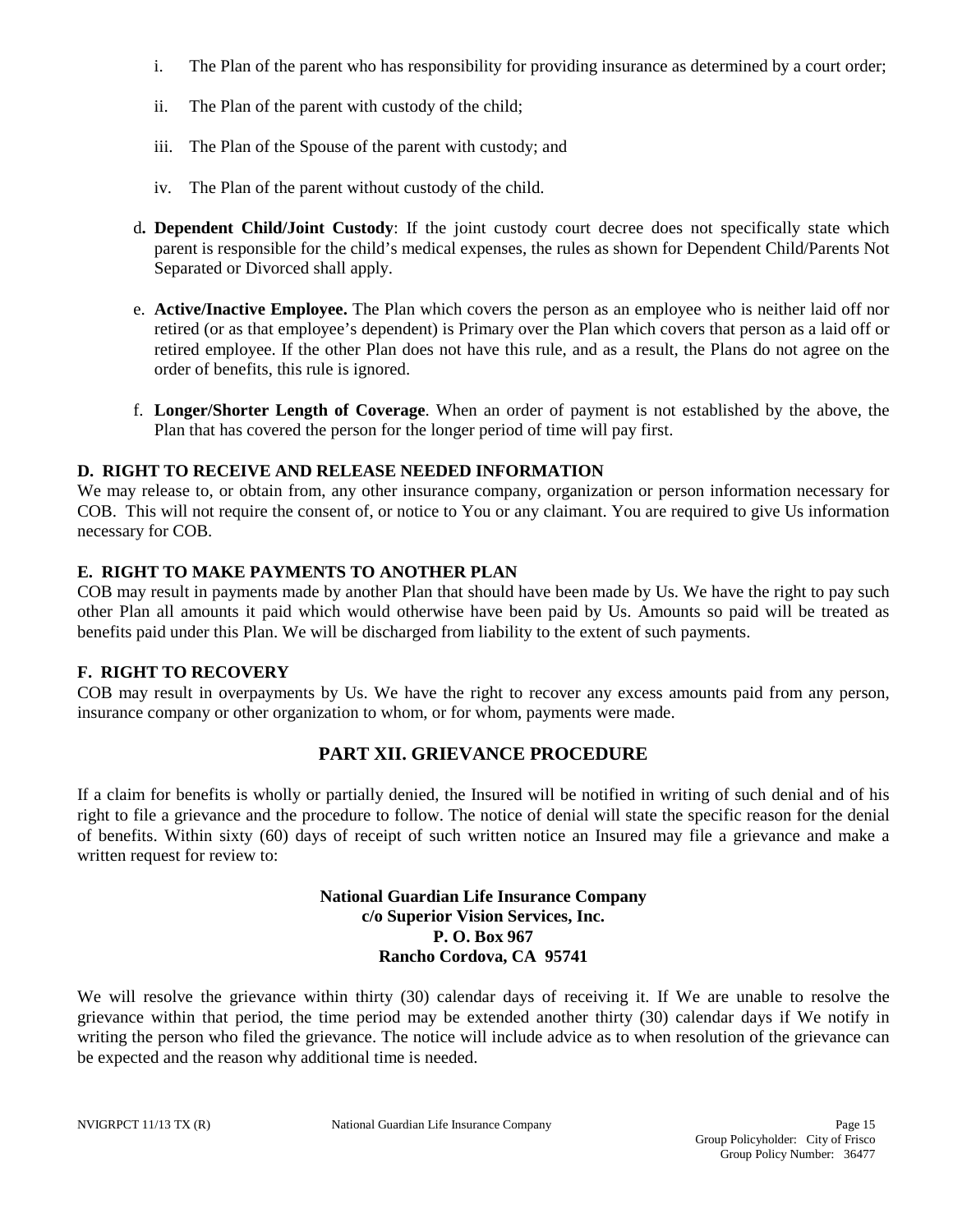i. The Plan of the parent who has responsibility for providing insurance as determined by a court order;

ii. The Plan of the parent with custody of the child;

iii. The Plan of the Spouse of the parent with custody; and

iv. The Plan of the parent without custody of the child.

d. **Dependent Child/Joint Custody**: If the joint custody court decree does not specifically state which parent is responsible for the child's medical expenses, the rules as shown for Dependent Child/Parents Not Separated or Divorced shall apply.

e. **Active/Inactive Employee.** The Plan which covers the person as an employee who is neither laid off nor retired (or as that employee's dependent) is Primary over the Plan which covers that person as a laid off or retired employee. If the other Plan does not have this rule, and as a result, the Plans do not agree on the order of benefits, this rule is ignored.

f. **Longer/Shorter Length of Coverage**. When an order of payment is not established by the above, the Plan that has covered the person for the longer period of time will pay first.

### D. RIGHT TO RECEIVE AND RELEASE NEEDED INFORMATION

We may release to, or obtain from, any other insurance company, organization or person information necessary for COB. This will not require the consent of, or notice to You or any claimant. You are required to give Us information necessary for COB.

### E. RIGHT TO MAKE PAYMENTS TO ANOTHER PLAN

COB may result in payments made by another Plan that should have been made by Us. We have the right to pay such other Plan all amounts it paid which would otherwise have been paid by Us. Amounts so paid will be treated as benefits paid under this Plan. We will be discharged from liability to the extent of such payments.

### F. RIGHT TO RECOVERY

COB may result in overpayments by Us. We have the right to recover any excess amounts paid from any person, insurance company or other organization to whom, or for whom, payments were made.

## PART XII. GRIEVANCE PROCEDURE

If a claim for benefits is wholly or partially denied, the Insured will be notified in writing of such denial and of his right to file a grievance and the procedure to follow. The notice of denial will state the specific reason for the denial of benefits. Within sixty (60) days of receipt of such written notice an Insured may file a grievance and make a written request for review to:

**National Guardian Life Insurance Company**
**c/o Superior Vision Services, Inc.**
**P. O. Box 967**
**Rancho Cordova, CA 95741**

We will resolve the grievance within thirty (30) calendar days of receiving it. If We are unable to resolve the grievance within that period, the time period may be extended another thirty (30) calendar days if We notify in writing the person who filed the grievance. The notice will include advice as to when resolution of the grievance can be expected and the reason why additional time is needed.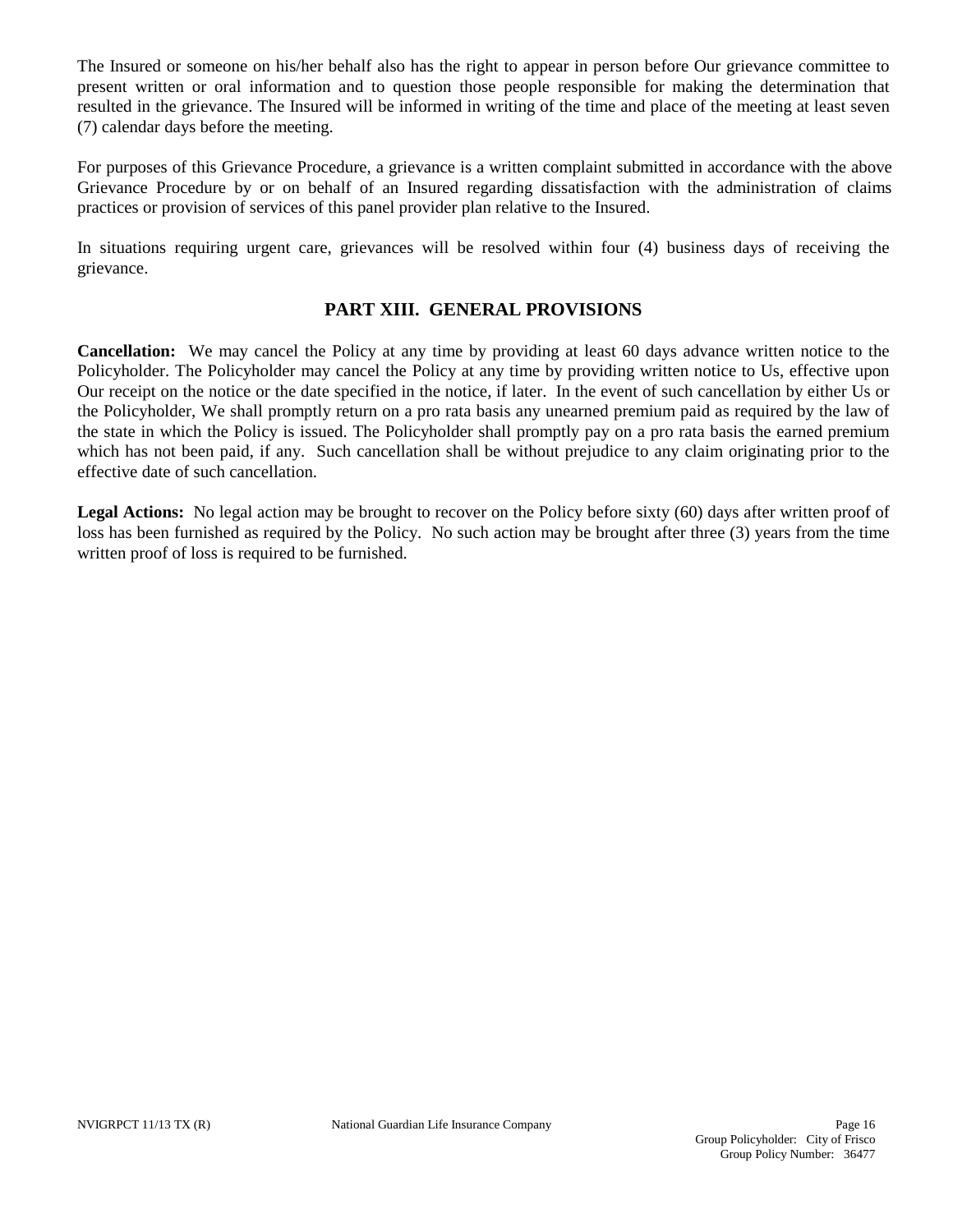The Insured or someone on his/her behalf also has the right to appear in person before Our grievance committee to present written or oral information and to question those people responsible for making the determination that resulted in the grievance. The Insured will be informed in writing of the time and place of the meeting at least seven (7) calendar days before the meeting.

For purposes of this Grievance Procedure, a grievance is a written complaint submitted in accordance with the above Grievance Procedure by or on behalf of an Insured regarding dissatisfaction with the administration of claims practices or provision of services of this panel provider plan relative to the Insured.

In situations requiring urgent care, grievances will be resolved within four (4) business days of receiving the grievance.

## PART XIII. GENERAL PROVISIONS

**Cancellation:** We may cancel the Policy at any time by providing at least 60 days advance written notice to the Policyholder. The Policyholder may cancel the Policy at any time by providing written notice to Us, effective upon Our receipt on the notice or the date specified in the notice, if later. In the event of such cancellation by either Us or the Policyholder, We shall promptly return on a pro rata basis any unearned premium paid as required by the law of the state in which the Policy is issued. The Policyholder shall promptly pay on a pro rata basis the earned premium which has not been paid, if any. Such cancellation shall be without prejudice to any claim originating prior to the effective date of such cancellation.

**Legal Actions:** No legal action may be brought to recover on the Policy before sixty (60) days after written proof of loss has been furnished as required by the Policy. No such action may be brought after three (3) years from the time written proof of loss is required to be furnished.